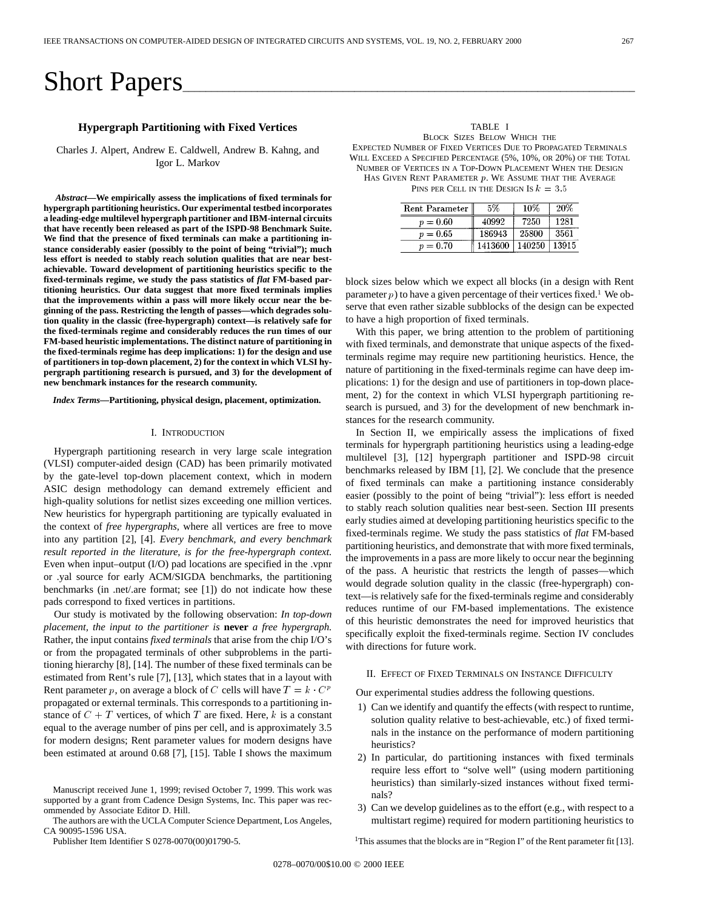# Short Papers

## Hypergraph Partitioning with Fixed Vertices

Charles J. Alpert, Andrew E. Caldwell, Andrew B. Kahng, and Igor L. Markov

***Abstract*—We empirically assess the implications of fixed terminals for hypergraph partitioning heuristics. Our experimental testbed incorporates a leading-edge multilevel hypergraph partitioner and IBM-internal circuits that have recently been released as part of the ISPD-98 Benchmark Suite. We find that the presence of fixed terminals can make a partitioning instance considerably easier (possibly to the point of being "trivial"); much less effort is needed to stably reach solution qualities that are near best-achievable. Toward development of partitioning heuristics specific to the fixed-terminals regime, we study the pass statistics of *flat* FM-based partitioning heuristics. Our data suggest that more fixed terminals implies that the improvements within a pass will more likely occur near the beginning of the pass. Restricting the length of passes—which degrades solution quality in the classic (free-hypergraph) context—is relatively safe for the fixed-terminals regime and considerably reduces the run times of our FM-based heuristic implementations. The distinct nature of partitioning in the fixed-terminals regime has deep implications: 1) for the design and use of partitioners in top-down placement, 2) for the context in which VLSI hypergraph partitioning research is pursued, and 3) for the development of new benchmark instances for the research community.**

***Index Terms*—Partitioning, physical design, placement, optimization.**

### I. Introduction

Hypergraph partitioning research in very large scale integration (VLSI) computer-aided design (CAD) has been primarily motivated by the gate-level top-down placement context, which in modern ASIC design methodology can demand extremely efficient and high-quality solutions for netlist sizes exceeding one million vertices. New heuristics for hypergraph partitioning are typically evaluated in the context of *free hypergraphs*, where all vertices are free to move into any partition [2], [4]. *Every benchmark, and every benchmark result reported in the literature, is for the free-hypergraph context.* Even when input–output (I/O) pad locations are specified in the .vpnr or .yal source for early ACM/SIGDA benchmarks, the partitioning benchmarks (in .net/.are format; see [1]) do not indicate how these pads correspond to fixed vertices in partitions.

Our study is motivated by the following observation: *In top-down placement, the input to the partitioner is* **never** *a free hypergraph.* Rather, the input contains *fixed terminals* that arise from the chip I/O's or from the propagated terminals of other subproblems in the partitioning hierarchy [8], [14]. The number of these fixed terminals can be estimated from Rent's rule [7], [13], which states that in a layout with Rent parameter $p$, on average a block of $C$ cells will have $T = k \cdot C^p$ propagated or external terminals. This corresponds to a partitioning instance of $C + T$ vertices, of which $T$ are fixed. Here, $k$ is a constant equal to the average number of pins per cell, and is approximately 3.5 for modern designs; Rent parameter values for modern designs have been estimated at around 0.68 [7], [15]. Table I shows the maximum block sizes below which we expect all blocks (in a design with Rent parameter $p$) to have a given percentage of their vertices fixed.[1] We observe that even rather sizable subblocks of the design can be expected to have a high proportion of fixed terminals.

TABLE I
Block Sizes Below Which the Expected Number of Fixed Vertices Due to Propagated Terminals Will Exceed a Specified Percentage (5%, 10%, or 20%) of the Total Number of Vertices in a Top-Down Placement When the Design Has Given Rent Parameter $p$. We Assume that the Average Pins per Cell in the Design Is $k = 3.5$

| Rent Parameter | 5% | 10% | 20% |
|---|---|---|---|
| $p = 0.60$ | 40992 | 7250 | 1281 |
| $p = 0.65$ | 186943 | 25800 | 3561 |
| $p = 0.70$ | 1413600 | 140250 | 13915 |

With this paper, we bring attention to the problem of partitioning with fixed terminals, and demonstrate that unique aspects of the fixed-terminals regime may require new partitioning heuristics. Hence, the nature of partitioning in the fixed-terminals regime can have deep implications: 1) for the design and use of partitioners in top-down placement, 2) for the context in which VLSI hypergraph partitioning research is pursued, and 3) for the development of new benchmark instances for the research community.

In Section II, we empirically assess the implications of fixed terminals for hypergraph partitioning heuristics using a leading-edge multilevel [3], [12] hypergraph partitioner and ISPD-98 circuit benchmarks released by IBM [1], [2]. We conclude that the presence of fixed terminals can make a partitioning instance considerably easier (possibly to the point of being "trivial"): less effort is needed to stably reach solution qualities near best-seen. Section III presents early studies aimed at developing partitioning heuristics specific to the fixed-terminals regime. We study the pass statistics of *flat* FM-based partitioning heuristics, and demonstrate that with more fixed terminals, the improvements in a pass are more likely to occur near the beginning of the pass. A heuristic that restricts the length of passes—which would degrade solution quality in the classic (free-hypergraph) context—is relatively safe for the fixed-terminals regime and considerably reduces runtime of our FM-based implementations. The existence of this heuristic demonstrates the need for improved heuristics that specifically exploit the fixed-terminals regime. Section IV concludes with directions for future work.

### II. Effect of Fixed Terminals on Instance Difficulty

Our experimental studies address the following questions.

1) Can we identify and quantify the effects (with respect to runtime, solution quality relative to best-achievable, etc.) of fixed terminals in the instance on the performance of modern partitioning heuristics?
2) In particular, do partitioning instances with fixed terminals require less effort to "solve well" (using modern partitioning heuristics) than similarly-sized instances without fixed terminals?
3) Can we develop guidelines as to the effort (e.g., with respect to a multistart regime) required for modern partitioning heuristics to

[1] This assumes that the blocks are in "Region I" of the Rent parameter fit [13].

Manuscript received June 1, 1999; revised October 7, 1999. This work was supported by a grant from Cadence Design Systems, Inc. This paper was recommended by Associate Editor D. Hill.

The authors are with the UCLA Computer Science Department, Los Angeles, CA 90095-1596 USA.

Publisher Item Identifier S 0278-0070(00)01790-5.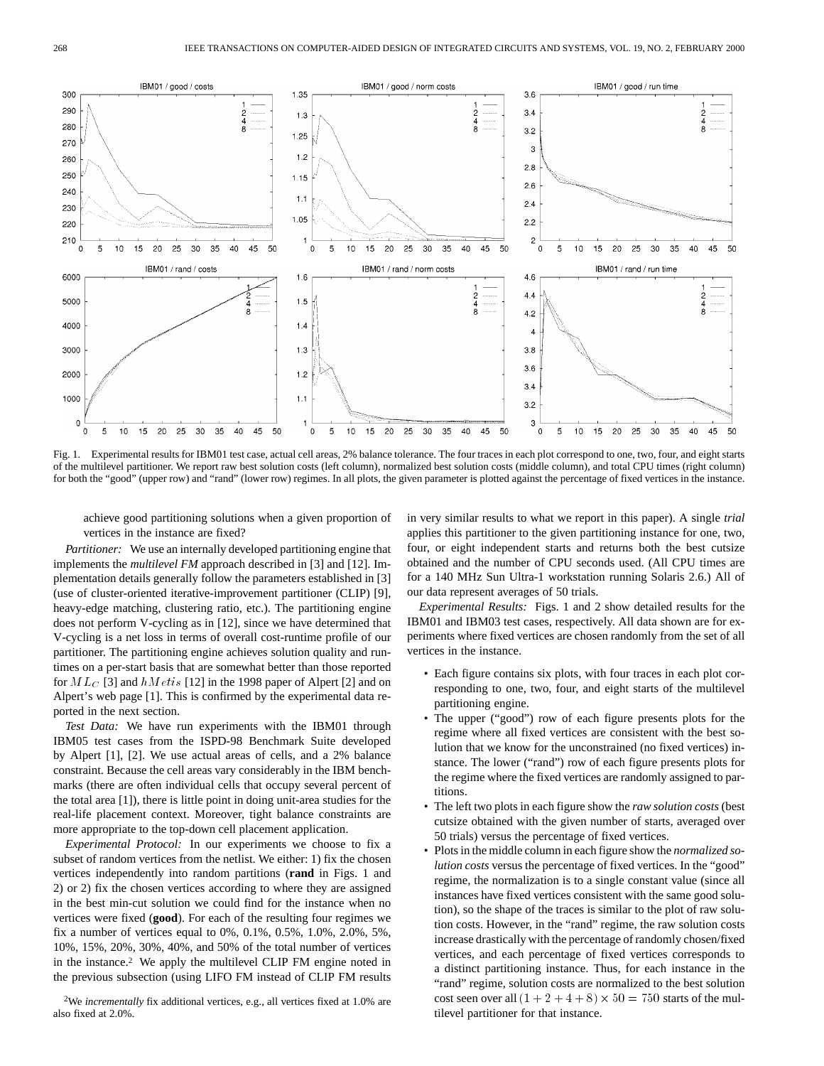Fig. 1. Experimental results for IBM01 test case, actual cell areas, 2% balance tolerance. The four traces in each plot correspond to one, two, four, and eight starts of the multilevel partitioner. We report raw best solution costs (left column), normalized best solution costs (middle column), and total CPU times (right column) for both the "good" (upper row) and "rand" (lower row) regimes. In all plots, the given parameter is plotted against the percentage of fixed vertices in the instance.

achieve good partitioning solutions when a given proportion of vertices in the instance are fixed?

*Partitioner:* We use an internally developed partitioning engine that implements the *multilevel FM* approach described in [3] and [12]. Implementation details generally follow the parameters established in [3] (use of cluster-oriented iterative-improvement partitioner (CLIP) [9], heavy-edge matching, clustering ratio, etc.). The partitioning engine does not perform V-cycling as in [12], since we have determined that V-cycling is a net loss in terms of overall cost-runtime profile of our partitioner. The partitioning engine achieves solution quality and runtimes on a per-start basis that are somewhat better than those reported for $ML_C$ [3] and $hMetis$ [12] in the 1998 paper of Alpert [2] and on Alpert's web page [1]. This is confirmed by the experimental data reported in the next section.

*Test Data:* We have run experiments with the IBM01 through IBM05 test cases from the ISPD-98 Benchmark Suite developed by Alpert [1], [2]. We use actual areas of cells, and a 2% balance constraint. Because the cell areas vary considerably in the IBM benchmarks (there are often individual cells that occupy several percent of the total area [1]), there is little point in doing unit-area studies for the real-life placement context. Moreover, tight balance constraints are more appropriate to the top-down cell placement application.

*Experimental Protocol:* In our experiments we choose to fix a subset of random vertices from the netlist. We either: 1) fix the chosen vertices independently into random partitions (**rand** in Figs. 1 and 2) or 2) fix the chosen vertices according to where they are assigned in the best min-cut solution we could find for the instance when no vertices were fixed (**good**). For each of the resulting four regimes we fix a number of vertices equal to 0%, 0.1%, 0.5%, 1.0%, 2.0%, 5%, 10%, 15%, 20%, 30%, 40%, and 50% of the total number of vertices in the instance.[2] We apply the multilevel CLIP FM engine noted in the previous subsection (using LIFO FM instead of CLIP FM results in very similar results to what we report in this paper). A single *trial* applies this partitioner to the given partitioning instance for one, two, four, or eight independent starts and returns both the best cutsize obtained and the number of CPU seconds used. (All CPU times are for a 140 MHz Sun Ultra-1 workstation running Solaris 2.6.) All of our data represent averages of 50 trials.

*Experimental Results:* Figs. 1 and 2 show detailed results for the IBM01 and IBM03 test cases, respectively. All data shown are for experiments where fixed vertices are chosen randomly from the set of all vertices in the instance.

- Each figure contains six plots, with four traces in each plot corresponding to one, two, four, and eight starts of the multilevel partitioning engine.
- The upper ("good") row of each figure presents plots for the regime where all fixed vertices are consistent with the best solution that we know for the unconstrained (no fixed vertices) instance. The lower ("rand") row of each figure presents plots for the regime where the fixed vertices are randomly assigned to partitions.
- The left two plots in each figure show the *raw solution costs* (best cutsize obtained with the given number of starts, averaged over 50 trials) versus the percentage of fixed vertices.
- Plots in the middle column in each figure show the *normalized solution costs* versus the percentage of fixed vertices. In the "good" regime, the normalization is to a single constant value (since all instances have fixed vertices consistent with the same good solution), so the shape of the traces is similar to the plot of raw solution costs. However, in the "rand" regime, the raw solution costs increase drastically with the percentage of randomly chosen/fixed vertices, and each percentage of fixed vertices corresponds to a distinct partitioning instance. Thus, for each instance in the "rand" regime, solution costs are normalized to the best solution cost seen over all $(1+2+4+8) \times 50 = 750$ starts of the multilevel partitioner for that instance.

[2] We *incrementally* fix additional vertices, e.g., all vertices fixed at 1.0% are also fixed at 2.0%.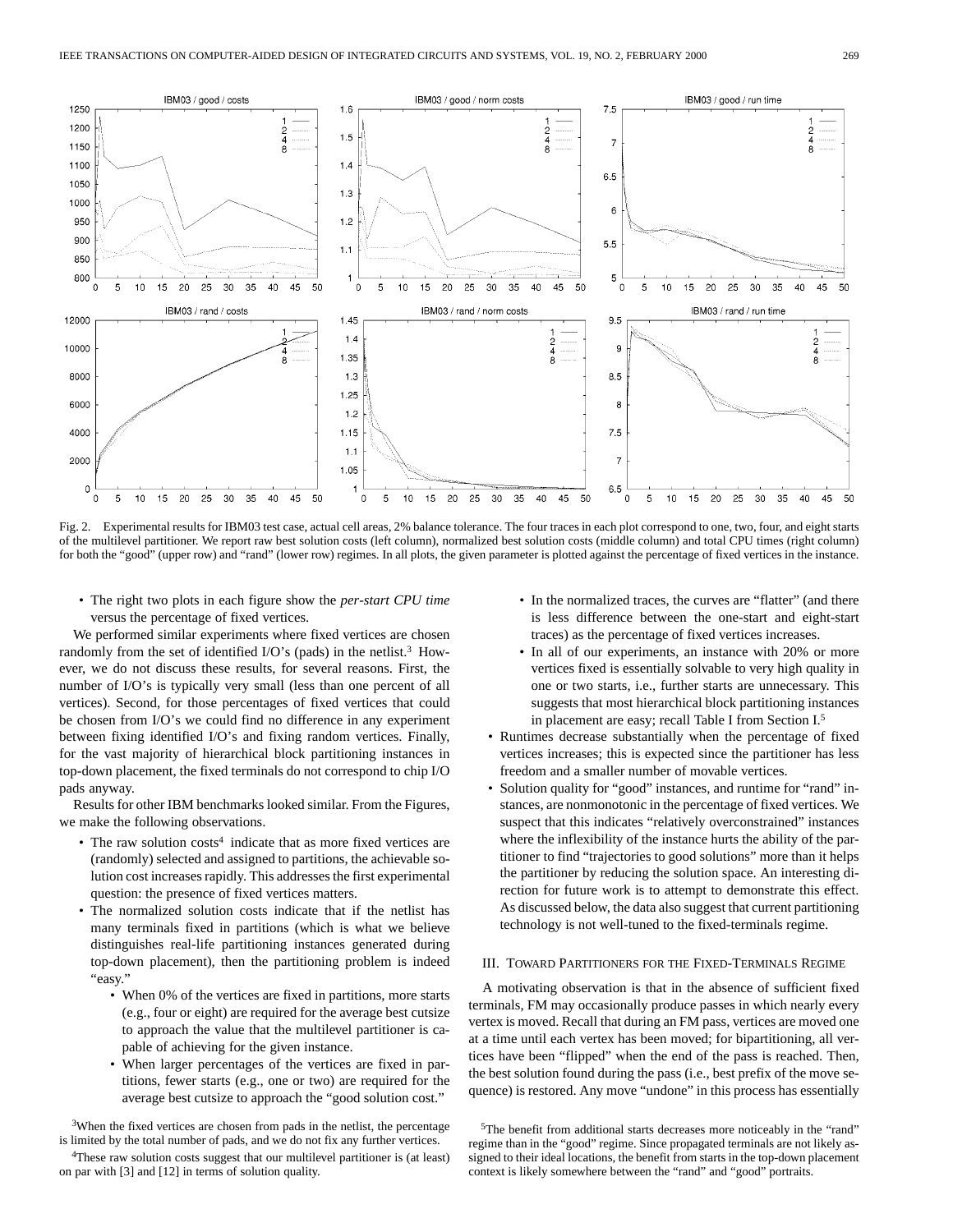Fig. 2. Experimental results for IBM03 test case, actual cell areas, 2% balance tolerance. The four traces in each plot correspond to one, two, four, and eight starts of the multilevel partitioner. We report raw best solution costs (left column), normalized best solution costs (middle column) and total CPU times (right column) for both the "good" (upper row) and "rand" (lower row) regimes. In all plots, the given parameter is plotted against the percentage of fixed vertices in the instance.

- The right two plots in each figure show the *per-start CPU time* versus the percentage of fixed vertices.

We performed similar experiments where fixed vertices are chosen randomly from the set of identified I/O's (pads) in the netlist.[3] However, we do not discuss these results, for several reasons. First, the number of I/O's is typically very small (less than one percent of all vertices). Second, for those percentages of fixed vertices that could be chosen from I/O's we could find no difference in any experiment between fixing identified I/O's and fixing random vertices. Finally, for the vast majority of hierarchical block partitioning instances in top-down placement, the fixed terminals do not correspond to chip I/O pads anyway.

Results for other IBM benchmarks looked similar. From the Figures, we make the following observations.

- The raw solution costs[4] indicate that as more fixed vertices are (randomly) selected and assigned to partitions, the achievable solution cost increases rapidly. This addresses the first experimental question: the presence of fixed vertices matters.
- The normalized solution costs indicate that if the netlist has many terminals fixed in partitions (which is what we believe distinguishes real-life partitioning instances generated during top-down placement), then the partitioning problem is indeed "easy."
  - When 0% of the vertices are fixed in partitions, more starts (e.g., four or eight) are required for the average best cutsize to approach the value that the multilevel partitioner is capable of achieving for the given instance.
  - When larger percentages of the vertices are fixed in partitions, fewer starts (e.g., one or two) are required for the average best cutsize to approach the "good solution cost."
  - In the normalized traces, the curves are "flatter" (and there is less difference between the one-start and eight-start traces) as the percentage of fixed vertices increases.
  - In all of our experiments, an instance with 20% or more vertices fixed is essentially solvable to very high quality in one or two starts, i.e., further starts are unnecessary. This suggests that most hierarchical block partitioning instances in placement are easy; recall Table I from Section I.[5]
- Runtimes decrease substantially when the percentage of fixed vertices increases; this is expected since the partitioner has less freedom and a smaller number of movable vertices.
- Solution quality for "good" instances, and runtime for "rand" instances, are nonmonotonic in the percentage of fixed vertices. We suspect that this indicates "relatively overconstrained" instances where the inflexibility of the instance hurts the ability of the partitioner to find "trajectories to good solutions" more than it helps the partitioner by reducing the solution space. An interesting direction for future work is to attempt to demonstrate this effect. As discussed below, the data also suggest that current partitioning technology is not well-tuned to the fixed-terminals regime.

## III. Toward Partitioners for the Fixed-Terminals Regime

A motivating observation is that in the absence of sufficient fixed terminals, FM may occasionally produce passes in which nearly every vertex is moved. Recall that during an FM pass, vertices are moved one at a time until each vertex has been moved; for bipartitioning, all vertices have been "flipped" when the end of the pass is reached. Then, the best solution found during the pass (i.e., best prefix of the move sequence) is restored. Any move "undone" in this process has essentially

[3] When the fixed vertices are chosen from pads in the netlist, the percentage is limited by the total number of pads, and we do not fix any further vertices.

[4] These raw solution costs suggest that our multilevel partitioner is (at least) on par with [3] and [12] in terms of solution quality.

[5] The benefit from additional starts decreases more noticeably in the "rand" regime than in the "good" regime. Since propagated terminals are not likely assigned to their ideal locations, the benefit from starts in the top-down placement context is likely somewhere between the "rand" and "good" portraits.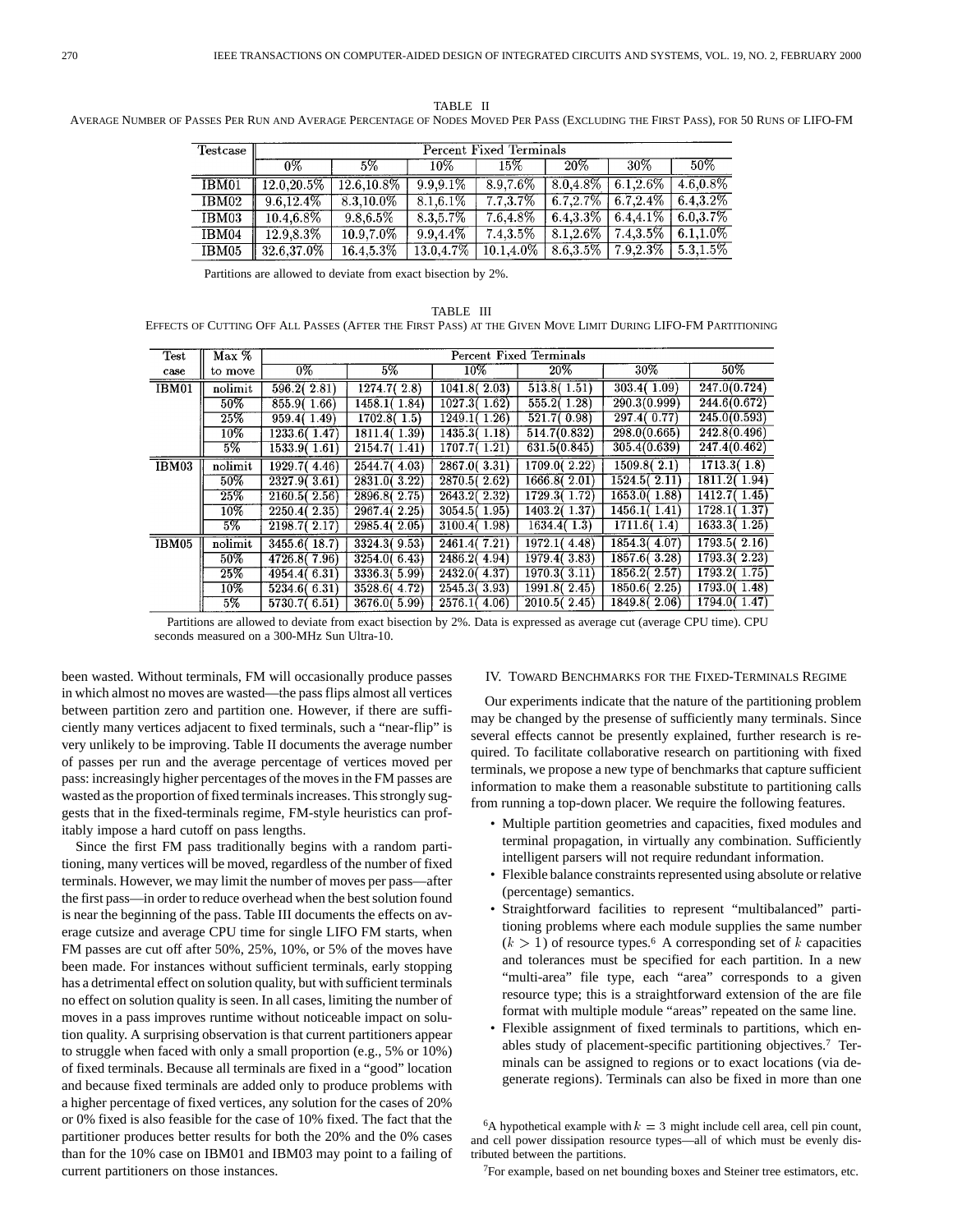TABLE II
AVERAGE NUMBER OF PASSES PER RUN AND AVERAGE PERCENTAGE OF NODES MOVED PER PASS (EXCLUDING THE FIRST PASS), FOR 50 RUNS OF LIFO-FM

| Testcase | Percent Fixed Terminals | | | | | | |
|---|---|---|---|---|---|---|---|
| | 0% | 5% | 10% | 15% | 20% | 30% | 50% |
| IBM01 | 12.0,20.5% | 12.6,10.8% | 9.9,9.1% | 8.9,7.6% | 8.0,4.8% | 6.1,2.6% | 4.6,0.8% |
| IBM02 | 9.6,12.4% | 8.3,10.0% | 8.1,6.1% | 7.7,3.7% | 6.7,2.7% | 6.7,2.4% | 6.4,3.2% |
| IBM03 | 10.4,6.8% | 9.8,6.5% | 8.3,5.7% | 7.6,4.8% | 6.4,3.3% | 6.4,4.1% | 6.0,3.7% |
| IBM04 | 12.9,8.3% | 10.9,7.0% | 9.9,4.4% | 7.4,3.5% | 8.1,2.6% | 7.4,3.5% | 6.1,1.0% |
| IBM05 | 32.6,37.0% | 16.4,5.3% | 13.0,4.7% | 10.1,4.0% | 8.6,3.5% | 7.9,2.3% | 5.3,1.5% |

Partitions are allowed to deviate from exact bisection by 2%.

TABLE III
EFFECTS OF CUTTING OFF ALL PASSES (AFTER THE FIRST PASS) AT THE GIVEN MOVE LIMIT DURING LIFO-FM PARTITIONING

| Test case | Max % to move | Percent Fixed Terminals | | | | | |
|---|---|---|---|---|---|---|---|
| | | 0% | 5% | 10% | 20% | 30% | 50% |
| IBM01 | nolimit | 596.2( 2.81) | 1274.7( 2.8) | 1041.8( 2.03) | 513.8( 1.51) | 303.4( 1.09) | 247.0(0.724) |
| | 50% | 855.9( 1.66) | 1458.1( 1.84) | 1027.3( 1.62) | 555.2( 1.28) | 290.3(0.999) | 244.6(0.672) |
| | 25% | 959.4( 1.49) | 1702.8( 1.5) | 1249.1( 1.26) | 521.7( 0.98) | 297.4( 0.77) | 245.0(0.593) |
| | 10% | 1233.6( 1.47) | 1811.4( 1.39) | 1435.3( 1.18) | 514.7(0.832) | 298.0(0.665) | 242.8(0.496) |
| | 5% | 1533.9( 1.61) | 2154.7( 1.41) | 1707.7( 1.21) | 631.5(0.845) | 305.4(0.639) | 247.4(0.462) |
| IBM03 | nolimit | 1929.7( 4.46) | 2544.7( 4.03) | 2867.0( 3.31) | 1709.0( 2.22) | 1509.8( 2.1) | 1713.3( 1.8) |
| | 50% | 2327.9( 3.61) | 2831.0( 3.22) | 2870.5( 2.62) | 1666.8( 2.01) | 1524.5( 2.11) | 1811.2( 1.94) |
| | 25% | 2160.5( 2.56) | 2896.8( 2.75) | 2643.2( 2.32) | 1729.3( 1.72) | 1653.0( 1.88) | 1412.7( 1.45) |
| | 10% | 2250.4( 2.35) | 2967.4( 2.25) | 3054.5( 1.95) | 1403.2( 1.37) | 1456.1( 1.41) | 1728.1( 1.37) |
| | 5% | 2198.7( 2.17) | 2985.4( 2.05) | 3100.4( 1.98) | 1634.4( 1.3) | 1711.6( 1.4) | 1633.3( 1.25) |
| IBM05 | nolimit | 3455.6( 18.7) | 3324.3( 9.53) | 2461.4( 7.21) | 1972.1( 4.48) | 1854.3( 4.07) | 1793.5( 2.16) |
| | 50% | 4726.8( 7.96) | 3254.0( 6.43) | 2486.2( 4.94) | 1979.4( 3.83) | 1857.6( 3.28) | 1793.3( 2.23) |
| | 25% | 4954.4( 6.31) | 3336.3( 5.99) | 2432.0( 4.37) | 1970.3( 3.11) | 1856.2( 2.57) | 1793.2( 1.75) |
| | 10% | 5234.6( 6.31) | 3528.6( 4.72) | 2545.3( 3.93) | 1991.8( 2.45) | 1850.6( 2.25) | 1793.0( 1.48) |
| | 5% | 5730.7( 6.51) | 3676.0( 5.99) | 2576.1( 4.06) | 2010.5( 2.45) | 1849.8( 2.06) | 1794.0( 1.47) |

Partitions are allowed to deviate from exact bisection by 2%. Data is expressed as average cut (average CPU time). CPU seconds measured on a 300-MHz Sun Ultra-10.

been wasted. Without terminals, FM will occasionally produce passes in which almost no moves are wasted—the pass flips almost all vertices between partition zero and partition one. However, if there are sufficiently many vertices adjacent to fixed terminals, such a "near-flip" is very unlikely to be improving. Table II documents the average number of passes per run and the average percentage of vertices moved per pass: increasingly higher percentages of the moves in the FM passes are wasted as the proportion of fixed terminals increases. This strongly suggests that in the fixed-terminals regime, FM-style heuristics can profitably impose a hard cutoff on pass lengths.

Since the first FM pass traditionally begins with a random partitioning, many vertices will be moved, regardless of the number of fixed terminals. However, we may limit the number of moves per pass—after the first pass—in order to reduce overhead when the best solution found is near the beginning of the pass. Table III documents the effects on average cutsize and average CPU time for single LIFO FM starts, when FM passes are cut off after 50%, 25%, 10%, or 5% of the moves have been made. For instances without sufficient terminals, early stopping has a detrimental effect on solution quality, but with sufficient terminals no effect on solution quality is seen. In all cases, limiting the number of moves in a pass improves runtime without noticeable impact on solution quality. A surprising observation is that current partitioners appear to struggle when faced with only a small proportion (e.g., 5% or 10%) of fixed terminals. Because all terminals are fixed in a "good" location and because fixed terminals are added only to produce problems with a higher percentage of fixed vertices, any solution for the cases of 20% or 0% fixed is also feasible for the case of 10% fixed. The fact that the partitioner produces better results for both the 20% and the 0% cases than for the 10% case on IBM01 and IBM03 may point to a failing of current partitioners on those instances.

## IV. TOWARD BENCHMARKS FOR THE FIXED-TERMINALS REGIME

Our experiments indicate that the nature of the partitioning problem may be changed by the presense of sufficiently many terminals. Since several effects cannot be presently explained, further research is required. To facilitate collaborative research on partitioning with fixed terminals, we propose a new type of benchmarks that capture sufficient information to make them a reasonable substitute to partitioning calls from running a top-down placer. We require the following features.

- Multiple partition geometries and capacities, fixed modules and terminal propagation, in virtually any combination. Sufficiently intelligent parsers will not require redundant information.
- Flexible balance constraints represented using absolute or relative (percentage) semantics.
- Straightforward facilities to represent "multibalanced" partitioning problems where each module supplies the same number ($k > 1$) of resource types.[6] A corresponding set of $k$ capacities and tolerances must be specified for each partition. In a new "multi-area" file type, each "area" corresponds to a given resource type; this is a straightforward extension of the are file format with multiple module "areas" repeated on the same line.
- Flexible assignment of fixed terminals to partitions, which enables study of placement-specific partitioning objectives.[7] Terminals can be assigned to regions or to exact locations (via degenerate regions). Terminals can also be fixed in more than one

[6] A hypothetical example with $k = 3$ might include cell area, cell pin count, and cell power dissipation resource types—all of which must be evenly distributed between the partitions.

[7] For example, based on net bounding boxes and Steiner tree estimators, etc.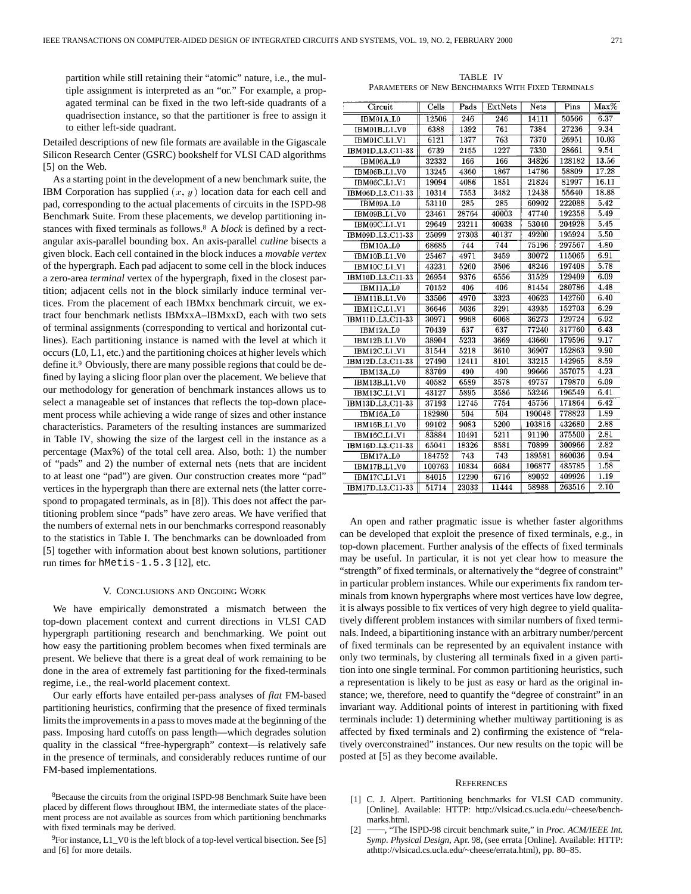partition while still retaining their "atomic" nature, i.e., the multiple assignment is interpreted as an "or." For example, a propagated terminal can be fixed in the two left-side quadrants of a quadrisection instance, so that the partitioner is free to assign it to either left-side quadrant.

Detailed descriptions of new file formats are available in the Gigascale Silicon Research Center (GSRC) bookshelf for VLSI CAD algorithms [5] on the Web.

As a starting point in the development of a new benchmark suite, the IBM Corporation has supplied $(x, y)$ location data for each cell and pad, corresponding to the actual placements of circuits in the ISPD-98 Benchmark Suite. From these placements, we develop partitioning instances with fixed terminals as follows.[8] A *block* is defined by a rectangular axis-parallel bounding box. An axis-parallel *cutline* bisects a given block. Each cell contained in the block induces a *movable vertex* of the hypergraph. Each pad adjacent to some cell in the block induces a zero-area *terminal* vertex of the hypergraph, fixed in the closest partition; adjacent cells not in the block similarly induce terminal vertices. From the placement of each IBMxx benchmark circuit, we extract four benchmark netlists IBMxxA–IBMxxD, each with two sets of terminal assignments (corresponding to vertical and horizontal cutlines). Each partitioning instance is named with the level at which it occurs (L0, L1, etc.) and the partitioning choices at higher levels which define it.[9] Obviously, there are many possible regions that could be defined by laying a slicing floor plan over the placement. We believe that our methodology for generation of benchmark instances allows us to select a manageable set of instances that reflects the top-down placement process while achieving a wide range of sizes and other instance characteristics. Parameters of the resulting instances are summarized in Table IV, showing the size of the largest cell in the instance as a percentage (Max%) of the total cell area. Also, both: 1) the number of "pads" and 2) the number of external nets (nets that are incident to at least one "pad") are given. Our construction creates more "pad" vertices in the hypergraph than there are external nets (the latter correspond to propagated terminals, as in [8]). This does not affect the partitioning problem since "pads" have zero areas. We have verified that the numbers of external nets in our benchmarks correspond reasonably to the statistics in Table I. The benchmarks can be downloaded from [5] together with information about best known solutions, partitioner run times for `hMetis-1.5.3` [12], etc.

## V. Conclusions and Ongoing Work

We have empirically demonstrated a mismatch between the top-down placement context and current directions in VLSI CAD hypergraph partitioning research and benchmarking. We point out how easy the partitioning problem becomes when fixed terminals are present. We believe that there is a great deal of work remaining to be done in the area of extremely fast partitioning for the fixed-terminals regime, i.e., the real-world placement context.

Our early efforts have entailed per-pass analyses of *flat* FM-based partitioning heuristics, confirming that the presence of fixed terminals limits the improvements in a pass to moves made at the beginning of the pass. Imposing hard cutoffs on pass length—which degrades solution quality in the classical "free-hypergraph" context—is relatively safe in the presence of terminals, and considerably reduces runtime of our FM-based implementations.

TABLE IV
Parameters of New Benchmarks With Fixed Terminals

| Circuit | Cells | Pads | ExtNets | Nets | Pins | Max% |
|---|---|---|---|---|---|---|
| IBM01A_L0 | 12506 | 246 | 246 | 14111 | 50566 | 6.37 |
| IBM01B_L1_V0 | 6388 | 1392 | 761 | 7384 | 27236 | 9.34 |
| IBM01C_L1_V1 | 6121 | 1377 | 763 | 7370 | 26951 | 10.03 |
| IBM01D_L3_C11-33 | 6739 | 2155 | 1227 | 7330 | 28661 | 9.54 |
| IBM06A_L0 | 32332 | 166 | 166 | 34826 | 128182 | 13.56 |
| IBM06B_L1_V0 | 13245 | 4360 | 1867 | 14786 | 58809 | 17.28 |
| IBM06C_L1_V1 | 19094 | 4086 | 1851 | 21824 | 81997 | 16.11 |
| IBM06D_L3_C11-33 | 10314 | 7553 | 3482 | 12438 | 55640 | 18.88 |
| IBM09A_L0 | 53110 | 285 | 285 | 60902 | 222088 | 5.42 |
| IBM09B_L1_V0 | 23461 | 28764 | 40003 | 47740 | 192358 | 5.49 |
| IBM09C_L1_V1 | 29649 | 23211 | 40038 | 53040 | 204928 | 5.45 |
| IBM09D_L3_C11-33 | 25099 | 27303 | 40137 | 49200 | 195924 | 5.50 |
| IBM10A_L0 | 68685 | 744 | 744 | 75196 | 297567 | 4.80 |
| IBM10B_L1_V0 | 25467 | 4971 | 3459 | 30072 | 115065 | 6.91 |
| IBM10C_L1_V1 | 43231 | 5260 | 3506 | 48246 | 197408 | 5.78 |
| IBM10D_L3_C11-33 | 26954 | 9376 | 6556 | 31529 | 129409 | 6.09 |
| IBM11A_L0 | 70152 | 406 | 406 | 81454 | 280786 | 4.48 |
| IBM11B_L1_V0 | 33506 | 4970 | 3323 | 40623 | 142760 | 6.40 |
| IBM11C_L1_V1 | 36646 | 5036 | 3291 | 43935 | 152703 | 6.29 |
| IBM11D_L3_C11-33 | 30971 | 9968 | 6068 | 36273 | 129724 | 6.92 |
| IBM12A_L0 | 70439 | 637 | 637 | 77240 | 317760 | 6.43 |
| IBM12B_L1_V0 | 38904 | 5233 | 3669 | 43660 | 179596 | 9.17 |
| IBM12C_L1_V1 | 31544 | 5218 | 3610 | 36907 | 152863 | 9.90 |
| IBM12D_L3_C11-33 | 27490 | 12411 | 8101 | 33215 | 142965 | 8.59 |
| IBM13A_L0 | 83709 | 490 | 490 | 99666 | 357075 | 4.23 |
| IBM13B_L1_V0 | 40582 | 6589 | 3578 | 49757 | 179870 | 6.09 |
| IBM13C_L1_V1 | 43127 | 5895 | 3586 | 53246 | 196549 | 6.41 |
| IBM13D_L3_C11-33 | 37193 | 12745 | 7754 | 45756 | 171864 | 6.42 |
| IBM16A_L0 | 182980 | 504 | 504 | 190048 | 778823 | 1.89 |
| IBM16B_L1_V0 | 99102 | 9083 | 5200 | 103816 | 432680 | 2.88 |
| IBM16C_L1_V1 | 83884 | 10491 | 5211 | 91190 | 375500 | 2.81 |
| IBM16D_L3_C11-33 | 65041 | 18326 | 8581 | 70899 | 300966 | 2.82 |
| IBM17A_L0 | 184752 | 743 | 743 | 189581 | 860036 | 0.94 |
| IBM17B_L1_V0 | 100763 | 10834 | 6684 | 106877 | 485785 | 1.58 |
| IBM17C_L1_V1 | 84015 | 12290 | 6716 | 89052 | 409926 | 1.19 |
| IBM17D_L3_C11-33 | 51714 | 23033 | 11444 | 58988 | 263516 | 2.10 |

An open and rather pragmatic issue is whether faster algorithms can be developed that exploit the presence of fixed terminals, e.g., in top-down placement. Further analysis of the effects of fixed terminals may be useful. In particular, it is not yet clear how to measure the "strength" of fixed terminals, or alternatively the "degree of constraint" in particular problem instances. While our experiments fix random terminals from known hypergraphs where most vertices have low degree, it is always possible to fix vertices of very high degree to yield qualitatively different problem instances with similar numbers of fixed terminals. Indeed, a bipartitioning instance with an arbitrary number/percent of fixed terminals can be represented by an equivalent instance with only two terminals, by clustering all terminals fixed in a given partition into one single terminal. For common partitioning heuristics, such a representation is likely to be just as easy or hard as the original instance; we, therefore, need to quantify the "degree of constraint" in an invariant way. Additional points of interest in partitioning with fixed terminals include: 1) determining whether multiway partitioning is as affected by fixed terminals and 2) confirming the existence of "relatively overconstrained" instances. Our new results on the topic will be posted at [5] as they become available.

[8]Because the circuits from the original ISPD-98 Benchmark Suite have been placed by different flows throughout IBM, the intermediate states of the placement process are not available as sources from which partitioning benchmarks with fixed terminals may be derived.

[9]For instance, L1_V0 is the left block of a top-level vertical bisection. See [5] and [6] for more details.

## References

[1] C. J. Alpert. Partitioning benchmarks for VLSI CAD community. [Online]. Available: HTTP: http://vlsicad.cs.ucla.edu/~cheese/benchmarks.html.

[2] ——, "The ISPD-98 circuit benchmark suite," in *Proc. ACM/IEEE Int. Symp. Physical Design*, Apr. 98, (see errata [Online]. Available: HTTP: athttp://vlsicad.cs.ucla.edu/~cheese/errata.html), pp. 80–85.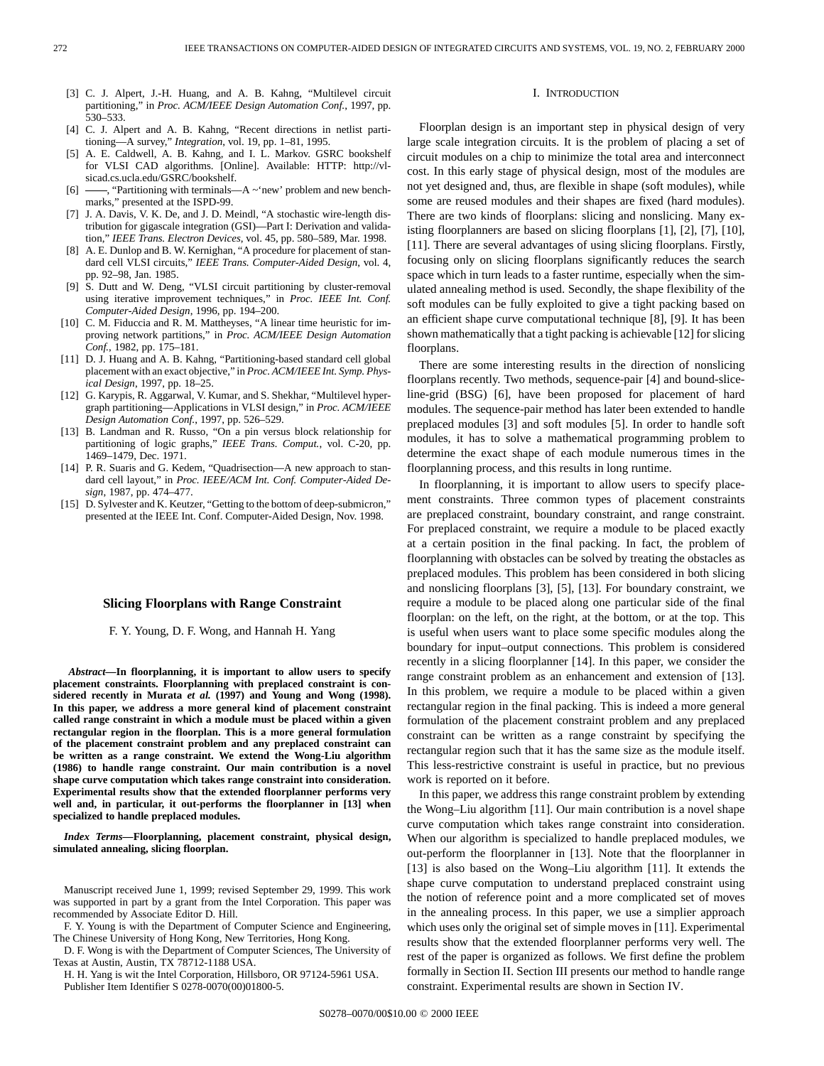[3] C. J. Alpert, J.-H. Huang, and A. B. Kahng, "Multilevel circuit partitioning," in *Proc. ACM/IEEE Design Automation Conf.*, 1997, pp. 530–533.

[4] C. J. Alpert and A. B. Kahng, "Recent directions in netlist partitioning—A survey," *Integration*, vol. 19, pp. 1–81, 1995.

[5] A. E. Caldwell, A. B. Kahng, and I. L. Markov. GSRC bookshelf for VLSI CAD algorithms. [Online]. Available: HTTP: http://vlsicad.cs.ucla.edu/GSRC/bookshelf.

[6] ——, "Partitioning with terminals—A ~'new' problem and new benchmarks," presented at the ISPD-99.

[7] J. A. Davis, V. K. De, and J. D. Meindl, "A stochastic wire-length distribution for gigascale integration (GSI)—Part I: Derivation and validation," *IEEE Trans. Electron Devices*, vol. 45, pp. 580–589, Mar. 1998.

[8] A. E. Dunlop and B. W. Kernighan, "A procedure for placement of standard cell VLSI circuits," *IEEE Trans. Computer-Aided Design*, vol. 4, pp. 92–98, Jan. 1985.

[9] S. Dutt and W. Deng, "VLSI circuit partitioning by cluster-removal using iterative improvement techniques," in *Proc. IEEE Int. Conf. Computer-Aided Design*, 1996, pp. 194–200.

[10] C. M. Fiduccia and R. M. Mattheyses, "A linear time heuristic for improving network partitions," in *Proc. ACM/IEEE Design Automation Conf.*, 1982, pp. 175–181.

[11] D. J. Huang and A. B. Kahng, "Partitioning-based standard cell global placement with an exact objective," in *Proc. ACM/IEEE Int. Symp. Physical Design*, 1997, pp. 18–25.

[12] G. Karypis, R. Aggarwal, V. Kumar, and S. Shekhar, "Multilevel hypergraph partitioning—Applications in VLSI design," in *Proc. ACM/IEEE Design Automation Conf.*, 1997, pp. 526–529.

[13] B. Landman and R. Russo, "On a pin versus block relationship for partitioning of logic graphs," *IEEE Trans. Comput.*, vol. C-20, pp. 1469–1479, Dec. 1971.

[14] P. R. Suaris and G. Kedem, "Quadrisection—A new approach to standard cell layout," in *Proc. IEEE/ACM Int. Conf. Computer-Aided Design*, 1987, pp. 474–477.

[15] D. Sylvester and K. Keutzer, "Getting to the bottom of deep-submicron," presented at the IEEE Int. Conf. Computer-Aided Design, Nov. 1998.

# Slicing Floorplans with Range Constraint

F. Y. Young, D. F. Wong, and Hannah H. Yang

***Abstract*—In floorplanning, it is important to allow users to specify placement constraints. Floorplanning with preplaced constraint is considered recently in Murata *et al.* (1997) and Young and Wong (1998). In this paper, we address a more general kind of placement constraint called range constraint in which a module must be placed within a given rectangular region in the floorplan. This is a more general formulation of the placement constraint problem and any preplaced constraint can be written as a range constraint. We extend the Wong-Liu algorithm (1986) to handle range constraint. Our main contribution is a novel shape curve computation which takes range constraint into consideration. Experimental results show that the extended floorplanner performs very well and, in particular, it out-performs the floorplanner in [13] when specialized to handle preplaced modules.**

***Index Terms*—Floorplanning, placement constraint, physical design, simulated annealing, slicing floorplan.**

Manuscript received June 1, 1999; revised September 29, 1999. This work was supported in part by a grant from the Intel Corporation. This paper was recommended by Associate Editor D. Hill.

F. Y. Young is with the Department of Computer Science and Engineering, The Chinese University of Hong Kong, New Territories, Hong Kong.

D. F. Wong is with the Department of Computer Sciences, The University of Texas at Austin, Austin, TX 78712-1188 USA.

H. H. Yang is wit the Intel Corporation, Hillsboro, OR 97124-5961 USA.

Publisher Item Identifier S 0278-0070(00)01800-5.

## I. Introduction

Floorplan design is an important step in physical design of very large scale integration circuits. It is the problem of placing a set of circuit modules on a chip to minimize the total area and interconnect cost. In this early stage of physical design, most of the modules are not yet designed and, thus, are flexible in shape (soft modules), while some are reused modules and their shapes are fixed (hard modules). There are two kinds of floorplans: slicing and nonslicing. Many existing floorplanners are based on slicing floorplans [1], [2], [7], [10], [11]. There are several advantages of using slicing floorplans. Firstly, focusing only on slicing floorplans significantly reduces the search space which in turn leads to a faster runtime, especially when the simulated annealing method is used. Secondly, the shape flexibility of the soft modules can be fully exploited to give a tight packing based on an efficient shape curve computational technique [8], [9]. It has been shown mathematically that a tight packing is achievable [12] for slicing floorplans.

There are some interesting results in the direction of nonslicing floorplans recently. Two methods, sequence-pair [4] and bound-slice-line-grid (BSG) [6], have been proposed for placement of hard modules. The sequence-pair method has later been extended to handle preplaced modules [3] and soft modules [5]. In order to handle soft modules, it has to solve a mathematical programming problem to determine the exact shape of each module numerous times in the floorplanning process, and this results in long runtime.

In floorplanning, it is important to allow users to specify placement constraints. Three common types of placement constraints are preplaced constraint, boundary constraint, and range constraint. For preplaced constraint, we require a module to be placed exactly at a certain position in the final packing. In fact, the problem of floorplanning with obstacles can be solved by treating the obstacles as preplaced modules. This problem has been considered in both slicing and nonslicing floorplans [3], [5], [13]. For boundary constraint, we require a module to be placed along one particular side of the final floorplan: on the left, on the right, at the bottom, or at the top. This is useful when users want to place some specific modules along the boundary for input–output connections. This problem is considered recently in a slicing floorplanner [14]. In this paper, we consider the range constraint problem as an enhancement and extension of [13]. In this problem, we require a module to be placed within a given rectangular region in the final packing. This is indeed a more general formulation of the placement constraint problem and any preplaced constraint can be written as a range constraint by specifying the rectangular region such that it has the same size as the module itself. This less-restrictive constraint is useful in practice, but no previous work is reported on it before.

In this paper, we address this range constraint problem by extending the Wong–Liu algorithm [11]. Our main contribution is a novel shape curve computation which takes range constraint into consideration. When our algorithm is specialized to handle preplaced modules, we out-perform the floorplanner in [13]. Note that the floorplanner in [13] is also based on the Wong–Liu algorithm [11]. It extends the shape curve computation to understand preplaced constraint using the notion of reference point and a more complicated set of moves in the annealing process. In this paper, we use a simplier approach which uses only the original set of simple moves in [11]. Experimental results show that the extended floorplanner performs very well. The rest of the paper is organized as follows. We first define the problem formally in Section II. Section III presents our method to handle range constraint. Experimental results are shown in Section IV.